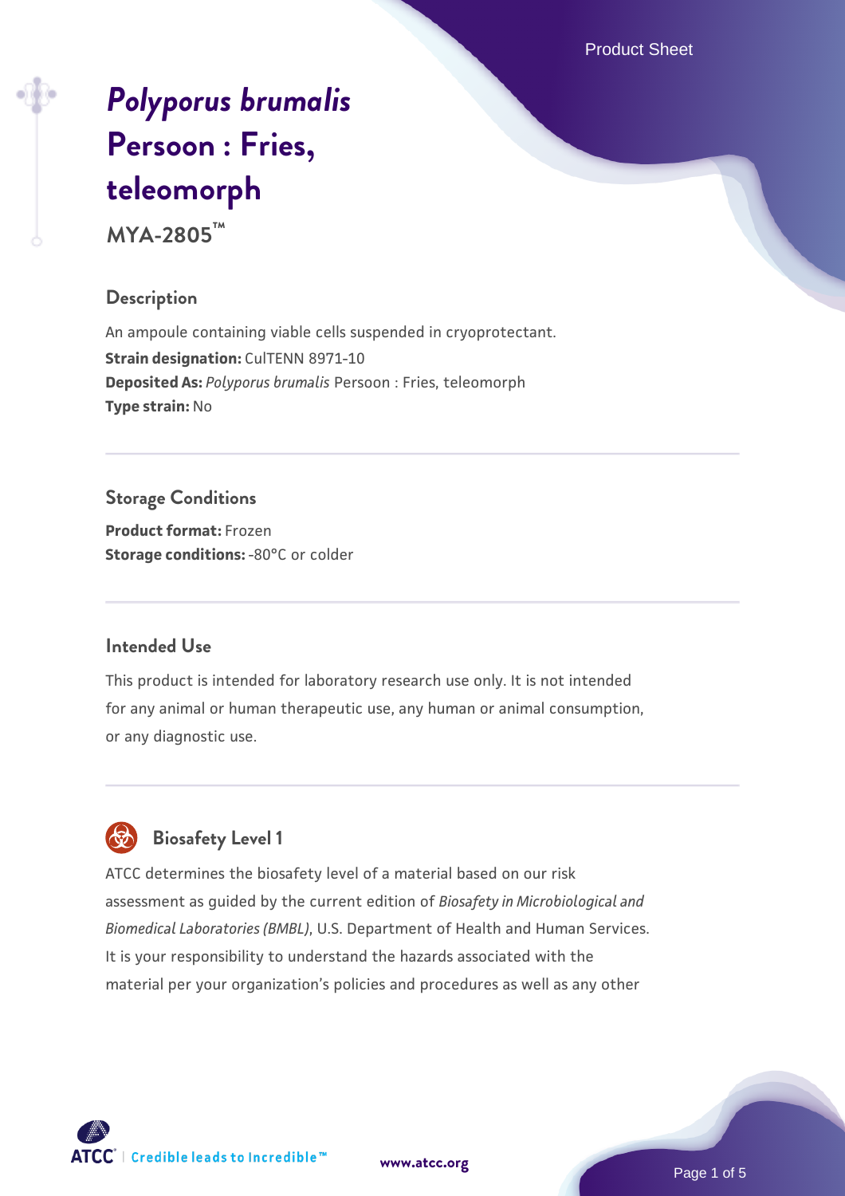# *Polyporus brumalis* Persoon : Fries, teleomorph

**MYA-2805™**

## Description

An ampoule containing viable cells suspended in cryoprotectant.

**Strain designation:** CulTENN 8971-10

**Deposited As:** *Polyporus brumalis* Persoon : Fries, teleomorph

**Type strain:** No

## Storage Conditions

**Product format:** Frozen

**Storage conditions:** -80°C or colder

## Intended Use

This product is intended for laboratory research use only. It is not intended for any animal or human therapeutic use, any human or animal consumption, or any diagnostic use.

## Biosafety Level 1

ATCC determines the biosafety level of a material based on our risk assessment as guided by the current edition of *Biosafety in Microbiological and Biomedical Laboratories (BMBL)*, U.S. Department of Health and Human Services. It is your responsibility to understand the hazards associated with the material per your organization's policies and procedures as well as any other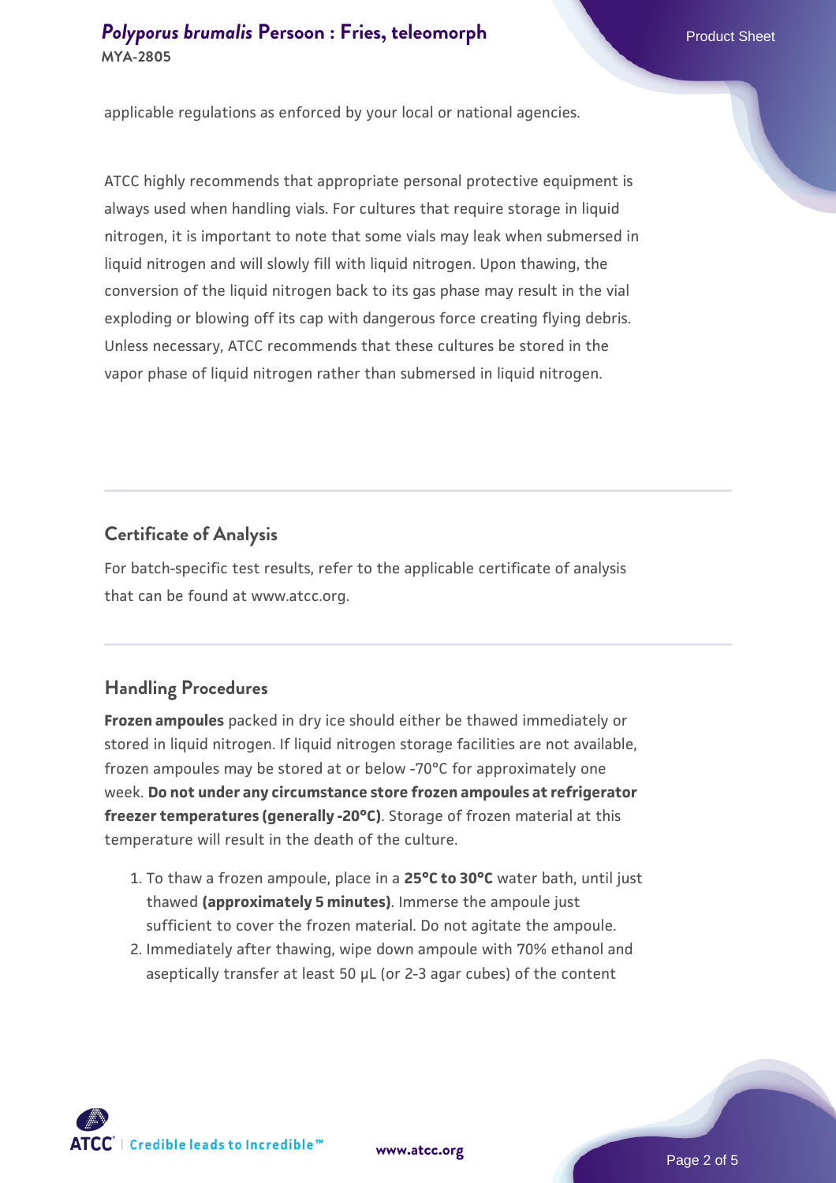applicable regulations as enforced by your local or national agencies.

ATCC highly recommends that appropriate personal protective equipment is always used when handling vials. For cultures that require storage in liquid nitrogen, it is important to note that some vials may leak when submersed in liquid nitrogen and will slowly fill with liquid nitrogen. Upon thawing, the conversion of the liquid nitrogen back to its gas phase may result in the vial exploding or blowing off its cap with dangerous force creating flying debris. Unless necessary, ATCC recommends that these cultures be stored in the vapor phase of liquid nitrogen rather than submersed in liquid nitrogen.

## Certificate of Analysis

For batch-specific test results, refer to the applicable certificate of analysis that can be found at www.atcc.org.

## Handling Procedures

**Frozen ampoules** packed in dry ice should either be thawed immediately or stored in liquid nitrogen. If liquid nitrogen storage facilities are not available, frozen ampoules may be stored at or below -70°C for approximately one week. **Do not under any circumstance store frozen ampoules at refrigerator freezer temperatures (generally -20°C)**. Storage of frozen material at this temperature will result in the death of the culture.

1. To thaw a frozen ampoule, place in a **25°C to 30°C** water bath, until just thawed **(approximately 5 minutes)**. Immerse the ampoule just sufficient to cover the frozen material. Do not agitate the ampoule.
2. Immediately after thawing, wipe down ampoule with 70% ethanol and aseptically transfer at least 50 µL (or 2-3 agar cubes) of the content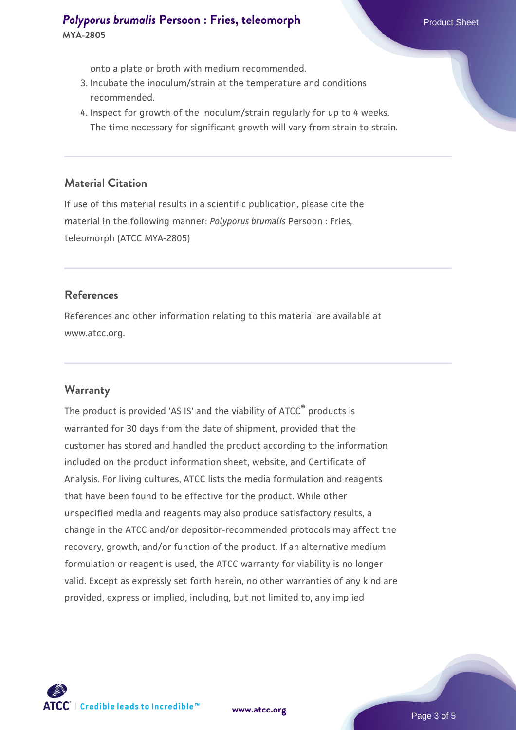onto a plate or broth with medium recommended.

3. Incubate the inoculum/strain at the temperature and conditions recommended.
4. Inspect for growth of the inoculum/strain regularly for up to 4 weeks. The time necessary for significant growth will vary from strain to strain.

### Material Citation

If use of this material results in a scientific publication, please cite the material in the following manner: *Polyporus brumalis* Persoon : Fries, teleomorph (ATCC MYA-2805)

### References

References and other information relating to this material are available at www.atcc.org.

### Warranty

The product is provided 'AS IS' and the viability of ATCC® products is warranted for 30 days from the date of shipment, provided that the customer has stored and handled the product according to the information included on the product information sheet, website, and Certificate of Analysis. For living cultures, ATCC lists the media formulation and reagents that have been found to be effective for the product. While other unspecified media and reagents may also produce satisfactory results, a change in the ATCC and/or depositor-recommended protocols may affect the recovery, growth, and/or function of the product. If an alternative medium formulation or reagent is used, the ATCC warranty for viability is no longer valid. Except as expressly set forth herein, no other warranties of any kind are provided, express or implied, including, but not limited to, any implied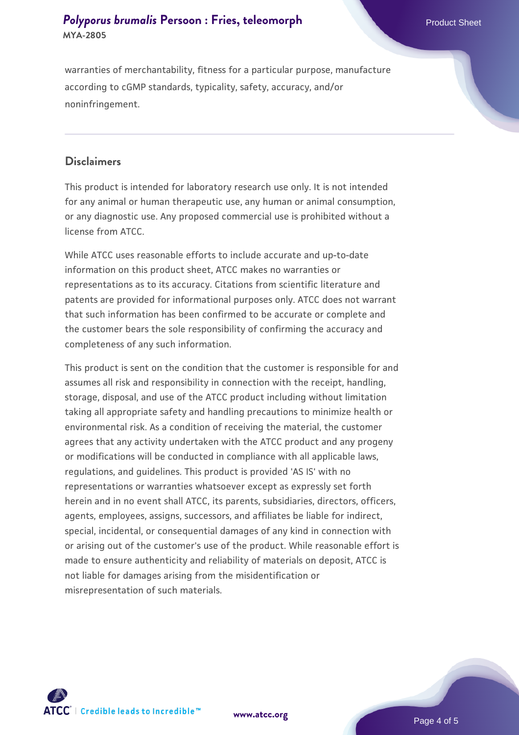warranties of merchantability, fitness for a particular purpose, manufacture according to cGMP standards, typicality, safety, accuracy, and/or noninfringement.

## Disclaimers

This product is intended for laboratory research use only. It is not intended for any animal or human therapeutic use, any human or animal consumption, or any diagnostic use. Any proposed commercial use is prohibited without a license from ATCC.

While ATCC uses reasonable efforts to include accurate and up-to-date information on this product sheet, ATCC makes no warranties or representations as to its accuracy. Citations from scientific literature and patents are provided for informational purposes only. ATCC does not warrant that such information has been confirmed to be accurate or complete and the customer bears the sole responsibility of confirming the accuracy and completeness of any such information.

This product is sent on the condition that the customer is responsible for and assumes all risk and responsibility in connection with the receipt, handling, storage, disposal, and use of the ATCC product including without limitation taking all appropriate safety and handling precautions to minimize health or environmental risk. As a condition of receiving the material, the customer agrees that any activity undertaken with the ATCC product and any progeny or modifications will be conducted in compliance with all applicable laws, regulations, and guidelines. This product is provided 'AS IS' with no representations or warranties whatsoever except as expressly set forth herein and in no event shall ATCC, its parents, subsidiaries, directors, officers, agents, employees, assigns, successors, and affiliates be liable for indirect, special, incidental, or consequential damages of any kind in connection with or arising out of the customer's use of the product. While reasonable effort is made to ensure authenticity and reliability of materials on deposit, ATCC is not liable for damages arising from the misidentification or misrepresentation of such materials.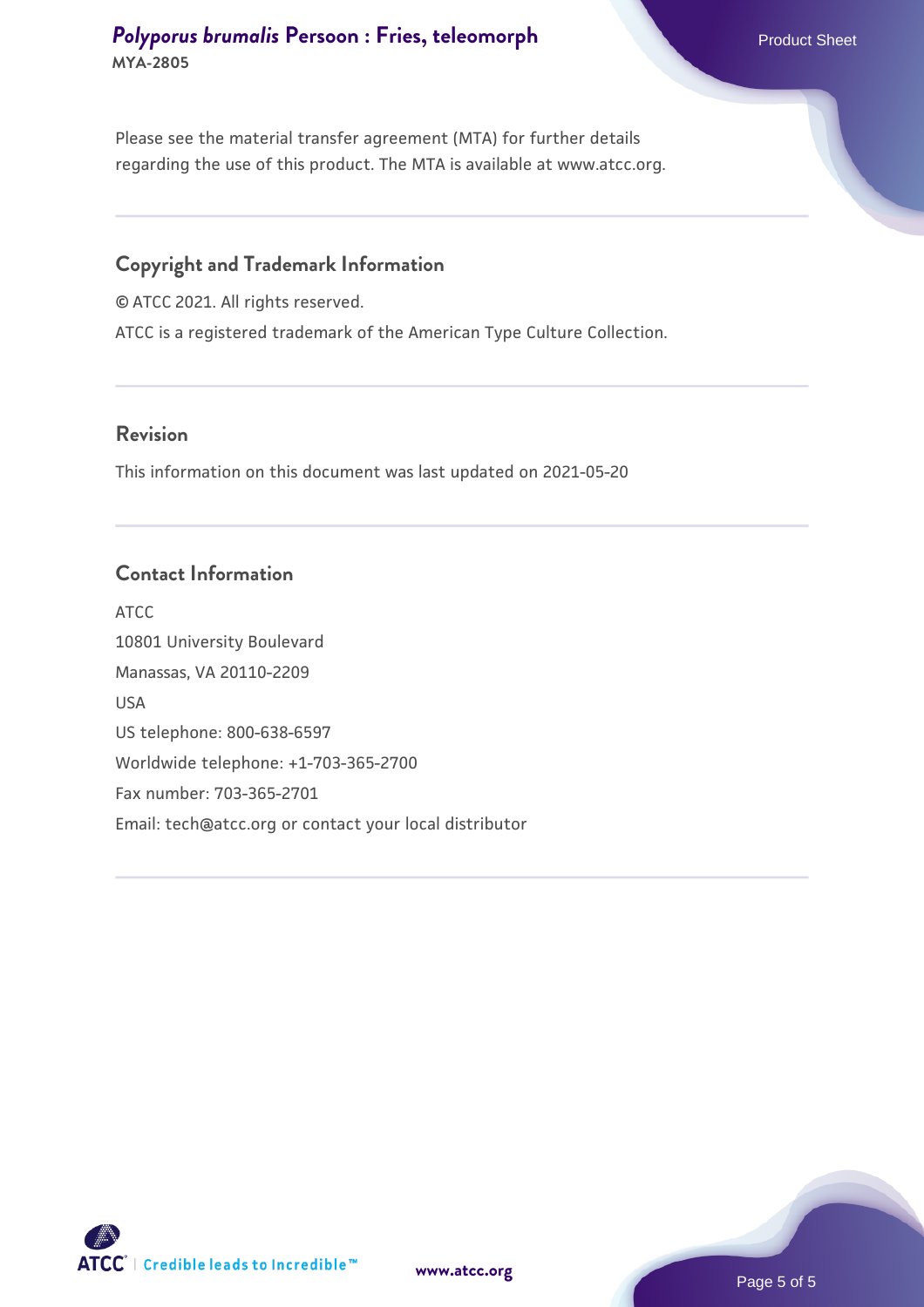Please see the material transfer agreement (MTA) for further details regarding the use of this product. The MTA is available at www.atcc.org.

## Copyright and Trademark Information

© ATCC 2021. All rights reserved.

ATCC is a registered trademark of the American Type Culture Collection.

## Revision

This information on this document was last updated on 2021-05-20

## Contact Information

ATCC
10801 University Boulevard
Manassas, VA 20110-2209
USA
US telephone: 800-638-6597
Worldwide telephone: +1-703-365-2700
Fax number: 703-365-2701
Email: tech@atcc.org or contact your local distributor